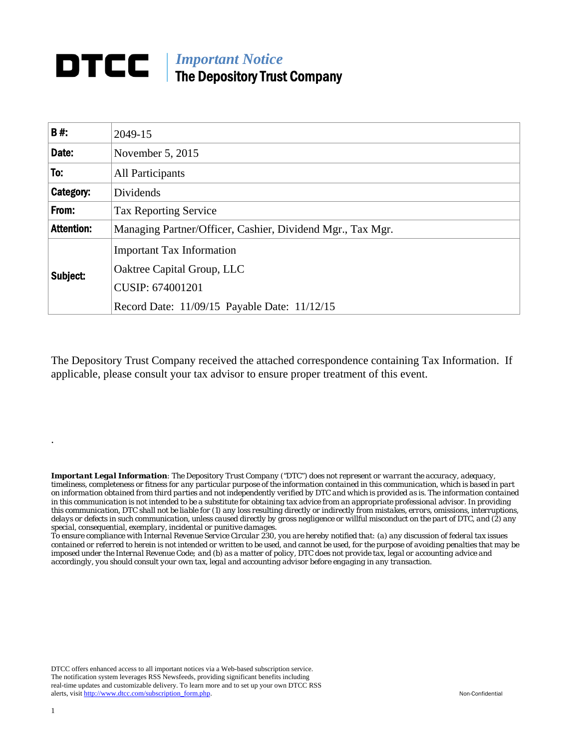# DTCC

***Important Notice***
**The Depository Trust Company**

| | |
|---|---|
| **B #:** | 2049-15 |
| **Date:** | November 5, 2015 |
| **To:** | All Participants |
| **Category:** | Dividends |
| **From:** | Tax Reporting Service |
| **Attention:** | Managing Partner/Officer, Cashier, Dividend Mgr., Tax Mgr. |
| **Subject:** | Important Tax Information<br>Oaktree Capital Group, LLC<br>CUSIP: 674001201<br>Record Date: 11/09/15 Payable Date: 11/12/15 |

The Depository Trust Company received the attached correspondence containing Tax Information. If applicable, please consult your tax advisor to ensure proper treatment of this event.

.

***Important Legal Information***: The Depository Trust Company ("DTC") does not represent or warrant the accuracy, adequacy, timeliness, completeness or fitness for any particular purpose of the information contained in this communication, which is based in part on information obtained from third parties and not independently verified by DTC and which is provided as is. The information contained in this communication is not intended to be a substitute for obtaining tax advice from an appropriate professional advisor. In providing this communication, DTC shall not be liable for (1) any loss resulting directly or indirectly from mistakes, errors, omissions, interruptions, delays or defects in such communication, unless caused directly by gross negligence or willful misconduct on the part of DTC, and (2) any special, consequential, exemplary, incidental or punitive damages.
To ensure compliance with Internal Revenue Service Circular 230, you are hereby notified that: (a) any discussion of federal tax issues contained or referred to herein is not intended or written to be used, and cannot be used, for the purpose of avoiding penalties that may be imposed under the Internal Revenue Code; and (b) as a matter of policy, DTC does not provide tax, legal or accounting advice and accordingly, you should consult your own tax, legal and accounting advisor before engaging in any transaction.

DTCC offers enhanced access to all important notices via a Web-based subscription service. The notification system leverages RSS Newsfeeds, providing significant benefits including real-time updates and customizable delivery. To learn more and to set up your own DTCC RSS alerts, visit http://www.dtcc.com/subscription_form.php.

Non-Confidential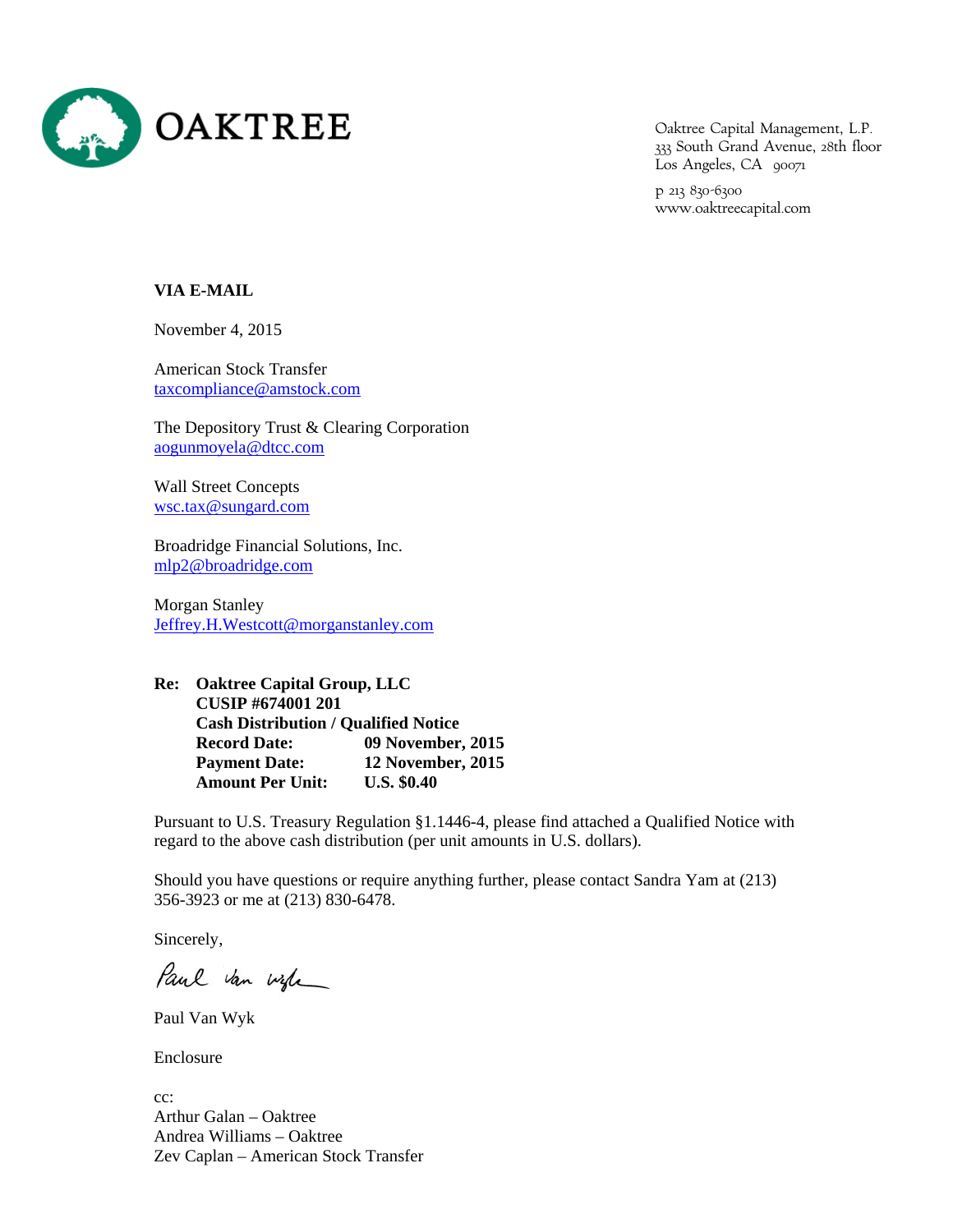OAKTREE

Oaktree Capital Management, L.P.
333 South Grand Avenue, 28th floor
Los Angeles, CA 90071

p 213 830-6300
www.oaktreecapital.com

**VIA E-MAIL**

November 4, 2015

American Stock Transfer
taxcompliance@amstock.com

The Depository Trust & Clearing Corporation
aogunmoyela@dtcc.com

Wall Street Concepts
wsc.tax@sungard.com

Broadridge Financial Solutions, Inc.
mlp2@broadridge.com

Morgan Stanley
Jeffrey.H.Westcott@morganstanley.com

**Re: Oaktree Capital Group, LLC**
**CUSIP #674001 201**
**Cash Distribution / Qualified Notice**
**Record Date: 09 November, 2015**
**Payment Date: 12 November, 2015**
**Amount Per Unit: U.S. $0.40**

Pursuant to U.S. Treasury Regulation §1.1446-4, please find attached a Qualified Notice with regard to the above cash distribution (per unit amounts in U.S. dollars).

Should you have questions or require anything further, please contact Sandra Yam at (213) 356-3923 or me at (213) 830-6478.

Sincerely,

Paul Van Wyk

Paul Van Wyk

Enclosure

cc:
Arthur Galan – Oaktree
Andrea Williams – Oaktree
Zev Caplan – American Stock Transfer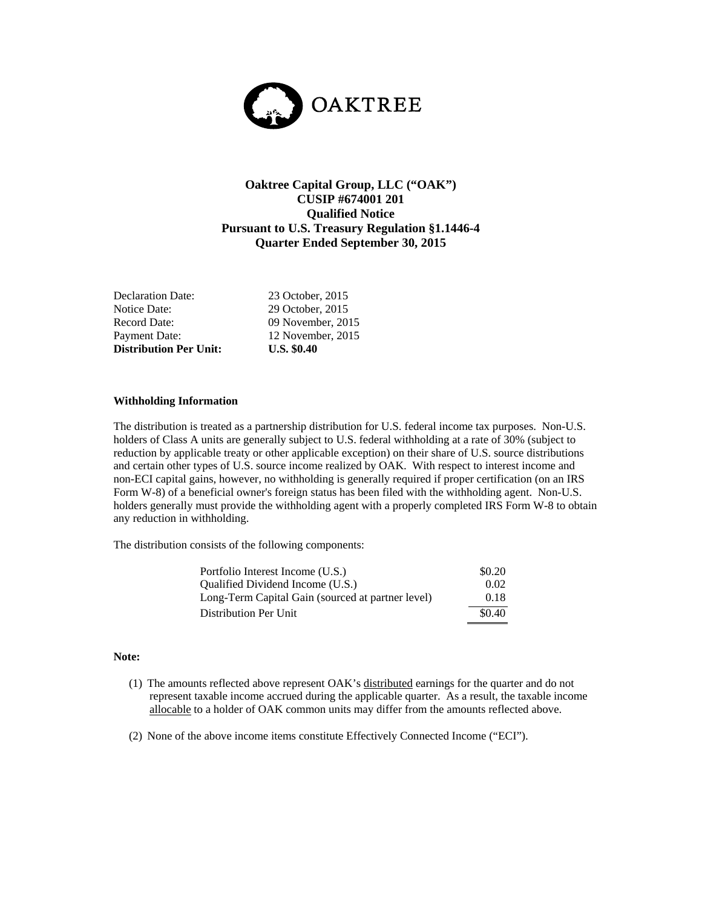OAKTREE

**Oaktree Capital Group, LLC ("OAK")**
**CUSIP #674001 201**
**Qualified Notice**
**Pursuant to U.S. Treasury Regulation §1.1446-4**
**Quarter Ended September 30, 2015**

| | |
|---|---|
| Declaration Date: | 23 October, 2015 |
| Notice Date: | 29 October, 2015 |
| Record Date: | 09 November, 2015 |
| Payment Date: | 12 November, 2015 |
| **Distribution Per Unit:** | **U.S. $0.40** |

**Withholding Information**

The distribution is treated as a partnership distribution for U.S. federal income tax purposes. Non-U.S. holders of Class A units are generally subject to U.S. federal withholding at a rate of 30% (subject to reduction by applicable treaty or other applicable exception) on their share of U.S. source distributions and certain other types of U.S. source income realized by OAK. With respect to interest income and non-ECI capital gains, however, no withholding is generally required if proper certification (on an IRS Form W-8) of a beneficial owner's foreign status has been filed with the withholding agent. Non-U.S. holders generally must provide the withholding agent with a properly completed IRS Form W-8 to obtain any reduction in withholding.

The distribution consists of the following components:

| | |
|---|---|
| Portfolio Interest Income (U.S.) | $0.20 |
| Qualified Dividend Income (U.S.) | 0.02 |
| Long-Term Capital Gain (sourced at partner level) | 0.18 |
| Distribution Per Unit | $0.40 |

**Note:**

(1) The amounts reflected above represent OAK's distributed earnings for the quarter and do not represent taxable income accrued during the applicable quarter. As a result, the taxable income allocable to a holder of OAK common units may differ from the amounts reflected above.

(2) None of the above income items constitute Effectively Connected Income ("ECI").